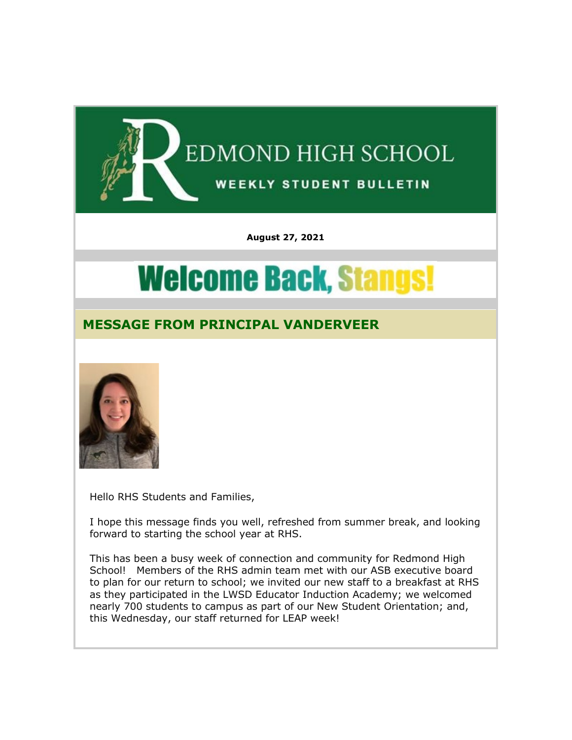# REDMOND HIGH SCHOOL

**WEEKLY STUDENT BULLETIN**

**August 27, 2021**

# Welcome Back, Stangs!

## MESSAGE FROM PRINCIPAL VANDERVEER

Hello RHS Students and Families,

I hope this message finds you well, refreshed from summer break, and looking forward to starting the school year at RHS.

This has been a busy week of connection and community for Redmond High School! Members of the RHS admin team met with our ASB executive board to plan for our return to school; we invited our new staff to a breakfast at RHS as they participated in the LWSD Educator Induction Academy; we welcomed nearly 700 students to campus as part of our New Student Orientation; and, this Wednesday, our staff returned for LEAP week!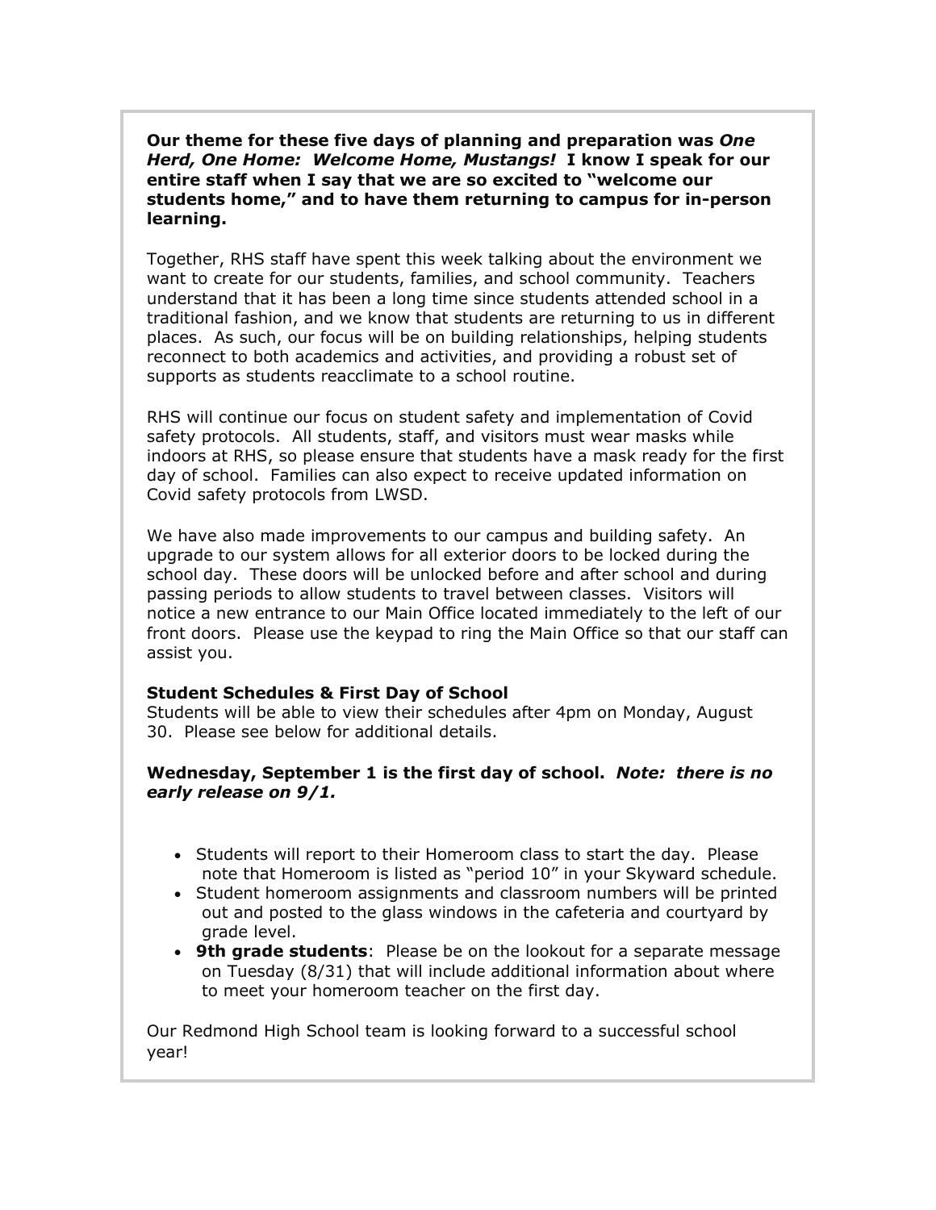**Our theme for these five days of planning and preparation was *One Herd, One Home: Welcome Home, Mustangs!* I know I speak for our entire staff when I say that we are so excited to "welcome our students home," and to have them returning to campus for in-person learning.**

Together, RHS staff have spent this week talking about the environment we want to create for our students, families, and school community. Teachers understand that it has been a long time since students attended school in a traditional fashion, and we know that students are returning to us in different places. As such, our focus will be on building relationships, helping students reconnect to both academics and activities, and providing a robust set of supports as students reacclimate to a school routine.

RHS will continue our focus on student safety and implementation of Covid safety protocols. All students, staff, and visitors must wear masks while indoors at RHS, so please ensure that students have a mask ready for the first day of school. Families can also expect to receive updated information on Covid safety protocols from LWSD.

We have also made improvements to our campus and building safety. An upgrade to our system allows for all exterior doors to be locked during the school day. These doors will be unlocked before and after school and during passing periods to allow students to travel between classes. Visitors will notice a new entrance to our Main Office located immediately to the left of our front doors. Please use the keypad to ring the Main Office so that our staff can assist you.

**Student Schedules & First Day of School**

Students will be able to view their schedules after 4pm on Monday, August 30. Please see below for additional details.

**Wednesday, September 1 is the first day of school. *Note: there is no early release on 9/1.***

- Students will report to their Homeroom class to start the day. Please note that Homeroom is listed as "period 10" in your Skyward schedule.
- Student homeroom assignments and classroom numbers will be printed out and posted to the glass windows in the cafeteria and courtyard by grade level.
- **9th grade students**: Please be on the lookout for a separate message on Tuesday (8/31) that will include additional information about where to meet your homeroom teacher on the first day.

Our Redmond High School team is looking forward to a successful school year!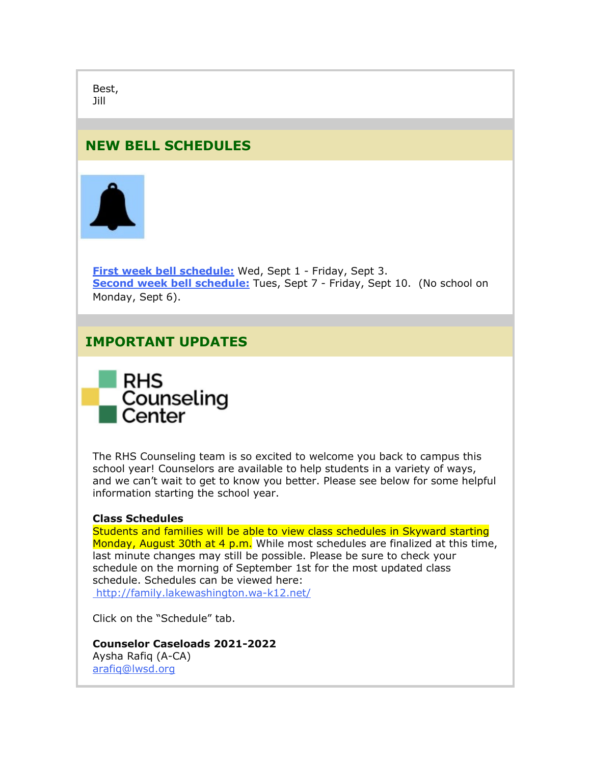Best,
Jill

## NEW BELL SCHEDULES

**First week bell schedule:** Wed, Sept 1 - Friday, Sept 3.
**Second week bell schedule:** Tues, Sept 7 - Friday, Sept 10. (No school on Monday, Sept 6).

## IMPORTANT UPDATES

RHS Counseling Center

The RHS Counseling team is so excited to welcome you back to campus this school year! Counselors are available to help students in a variety of ways, and we can't wait to get to know you better. Please see below for some helpful information starting the school year.

**Class Schedules**
Students and families will be able to view class schedules in Skyward starting Monday, August 30th at 4 p.m. While most schedules are finalized at this time, last minute changes may still be possible. Please be sure to check your schedule on the morning of September 1st for the most updated class schedule. Schedules can be viewed here:
http://family.lakewashington.wa-k12.net/

Click on the "Schedule" tab.

**Counselor Caseloads 2021-2022**
Aysha Rafiq (A-CA)
arafiq@lwsd.org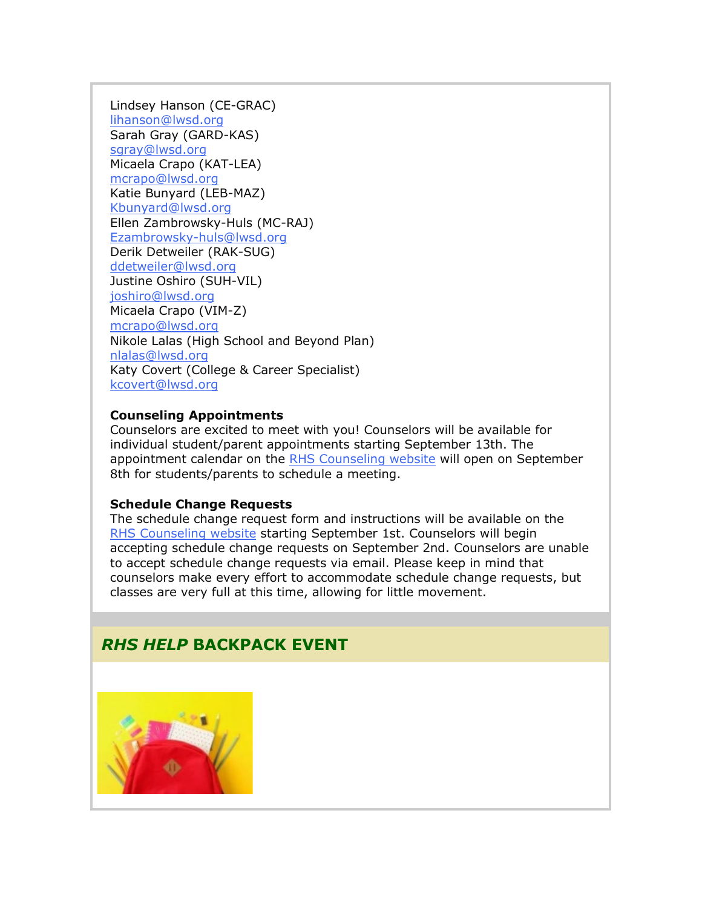Lindsey Hanson (CE-GRAC)
lihanson@lwsd.org
Sarah Gray (GARD-KAS)
sgray@lwsd.org
Micaela Crapo (KAT-LEA)
mcrapo@lwsd.org
Katie Bunyard (LEB-MAZ)
Kbunyard@lwsd.org
Ellen Zambrowsky-Huls (MC-RAJ)
Ezambrowsky-huls@lwsd.org
Derik Detweiler (RAK-SUG)
ddetweiler@lwsd.org
Justine Oshiro (SUH-VIL)
joshiro@lwsd.org
Micaela Crapo (VIM-Z)
mcrapo@lwsd.org
Nikole Lalas (High School and Beyond Plan)
nlalas@lwsd.org
Katy Covert (College & Career Specialist)
kcovert@lwsd.org

**Counseling Appointments**
Counselors are excited to meet with you! Counselors will be available for individual student/parent appointments starting September 13th. The appointment calendar on the RHS Counseling website will open on September 8th for students/parents to schedule a meeting.

**Schedule Change Requests**
The schedule change request form and instructions will be available on the RHS Counseling website starting September 1st. Counselors will begin accepting schedule change requests on September 2nd. Counselors are unable to accept schedule change requests via email. Please keep in mind that counselors make every effort to accommodate schedule change requests, but classes are very full at this time, allowing for little movement.

## *RHS HELP* BACKPACK EVENT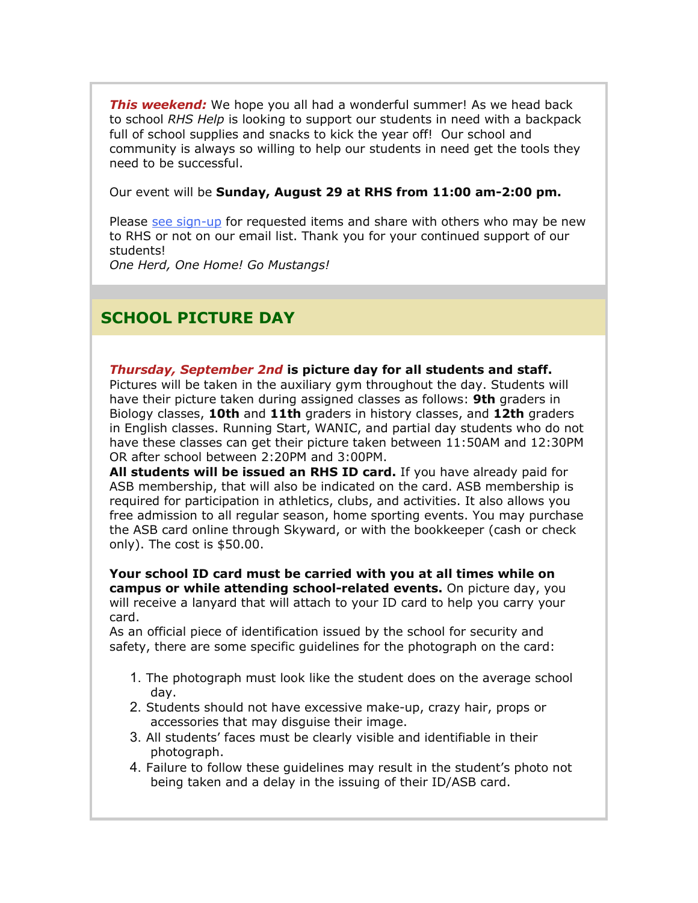***This weekend:*** We hope you all had a wonderful summer! As we head back to school *RHS Help* is looking to support our students in need with a backpack full of school supplies and snacks to kick the year off! Our school and community is always so willing to help our students in need get the tools they need to be successful.

Our event will be **Sunday, August 29 at RHS from 11:00 am-2:00 pm.**

Please see sign-up for requested items and share with others who may be new to RHS or not on our email list. Thank you for your continued support of our students!
*One Herd, One Home! Go Mustangs!*

## SCHOOL PICTURE DAY

***Thursday, September 2nd*** **is picture day for all students and staff.** Pictures will be taken in the auxiliary gym throughout the day. Students will have their picture taken during assigned classes as follows: **9th** graders in Biology classes, **10th** and **11th** graders in history classes, and **12th** graders in English classes. Running Start, WANIC, and partial day students who do not have these classes can get their picture taken between 11:50AM and 12:30PM OR after school between 2:20PM and 3:00PM.
**All students will be issued an RHS ID card.** If you have already paid for ASB membership, that will also be indicated on the card. ASB membership is required for participation in athletics, clubs, and activities. It also allows you free admission to all regular season, home sporting events. You may purchase the ASB card online through Skyward, or with the bookkeeper (cash or check only). The cost is $50.00.

**Your school ID card must be carried with you at all times while on campus or while attending school-related events.** On picture day, you will receive a lanyard that will attach to your ID card to help you carry your card.
As an official piece of identification issued by the school for security and safety, there are some specific guidelines for the photograph on the card:

1. The photograph must look like the student does on the average school day.
2. Students should not have excessive make-up, crazy hair, props or accessories that may disguise their image.
3. All students' faces must be clearly visible and identifiable in their photograph.
4. Failure to follow these guidelines may result in the student's photo not being taken and a delay in the issuing of their ID/ASB card.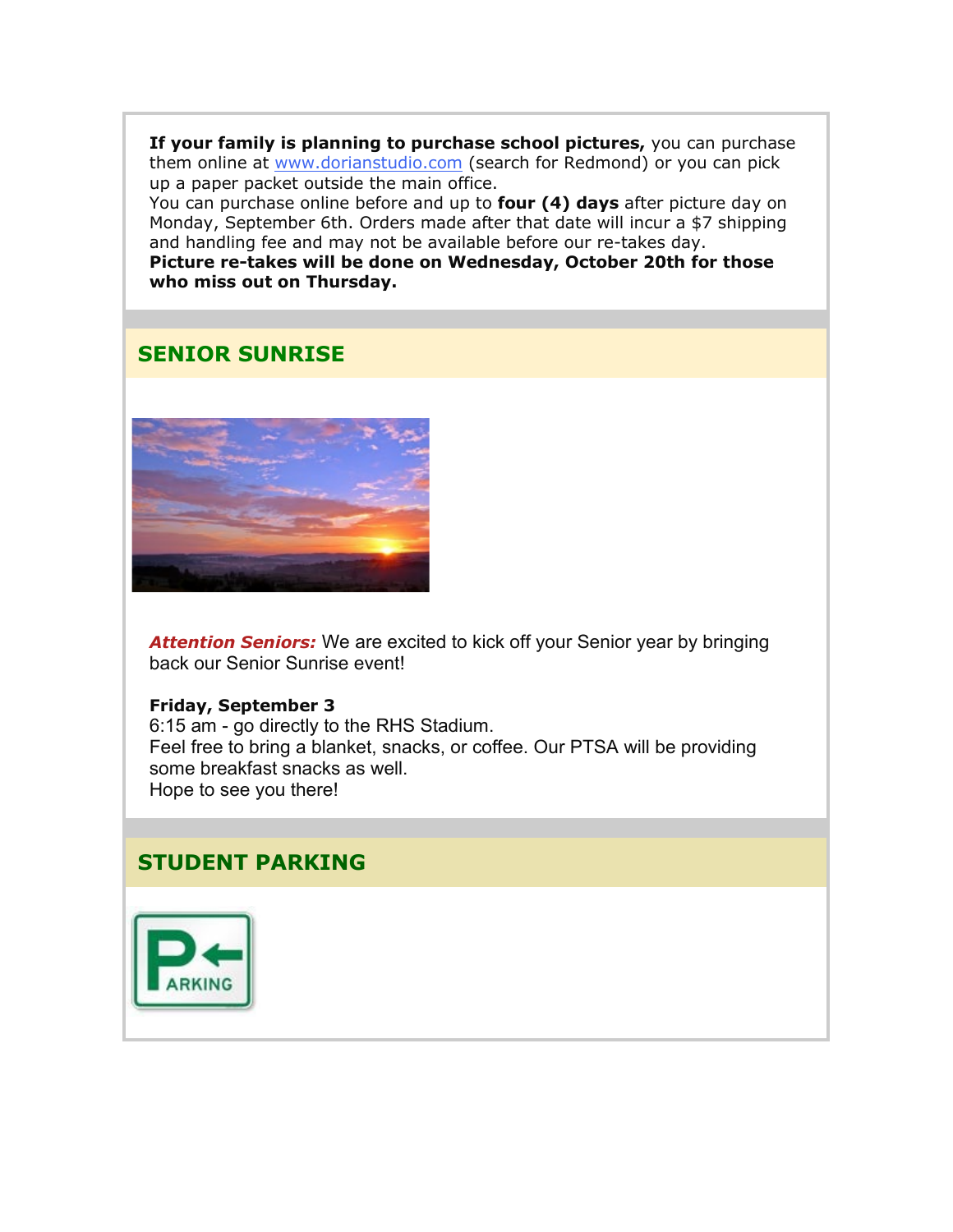**If your family is planning to purchase school pictures,** you can purchase them online at www.dorianstudio.com (search for Redmond) or you can pick up a paper packet outside the main office.
You can purchase online before and up to **four (4) days** after picture day on Monday, September 6th. Orders made after that date will incur a $7 shipping and handling fee and may not be available before our re-takes day.
**Picture re-takes will be done on Wednesday, October 20th for those who miss out on Thursday.**

## SENIOR SUNRISE

***Attention Seniors:*** We are excited to kick off your Senior year by bringing back our Senior Sunrise event!

**Friday, September 3**
6:15 am - go directly to the RHS Stadium.
Feel free to bring a blanket, snacks, or coffee. Our PTSA will be providing some breakfast snacks as well.
Hope to see you there!

## STUDENT PARKING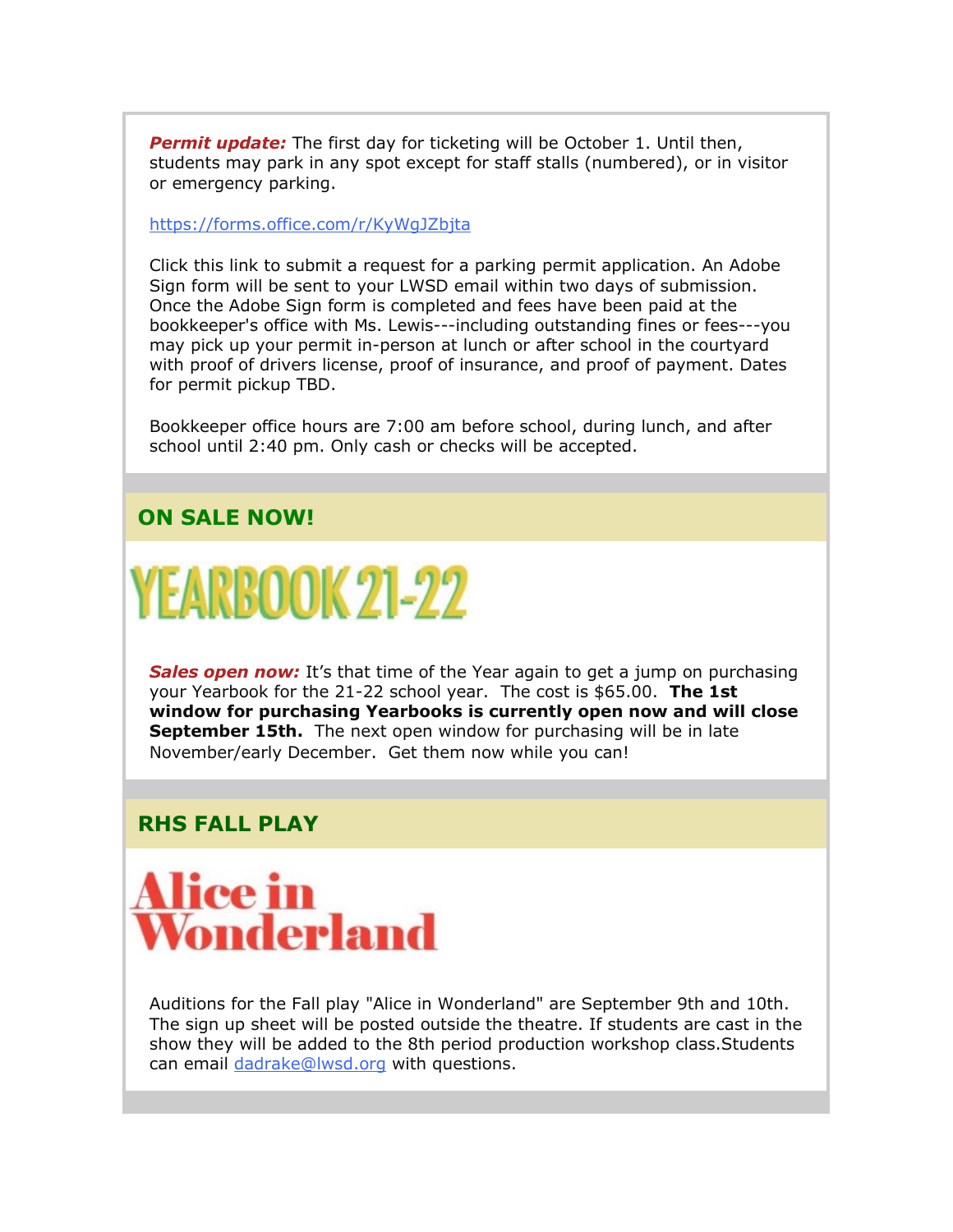***Permit update:*** The first day for ticketing will be October 1. Until then, students may park in any spot except for staff stalls (numbered), or in visitor or emergency parking.

https://forms.office.com/r/KyWgJZbjta

Click this link to submit a request for a parking permit application. An Adobe Sign form will be sent to your LWSD email within two days of submission. Once the Adobe Sign form is completed and fees have been paid at the bookkeeper's office with Ms. Lewis---including outstanding fines or fees---you may pick up your permit in-person at lunch or after school in the courtyard with proof of drivers license, proof of insurance, and proof of payment. Dates for permit pickup TBD.

Bookkeeper office hours are 7:00 am before school, during lunch, and after school until 2:40 pm. Only cash or checks will be accepted.

## ON SALE NOW!

# YEARBOOK 21-22

***Sales open now:*** It's that time of the Year again to get a jump on purchasing your Yearbook for the 21-22 school year. The cost is $65.00. **The 1st window for purchasing Yearbooks is currently open now and will close September 15th.** The next open window for purchasing will be in late November/early December. Get them now while you can!

## RHS FALL PLAY

# Alice in Wonderland

Auditions for the Fall play "Alice in Wonderland" are September 9th and 10th. The sign up sheet will be posted outside the theatre. If students are cast in the show they will be added to the 8th period production workshop class.Students can email dadrake@lwsd.org with questions.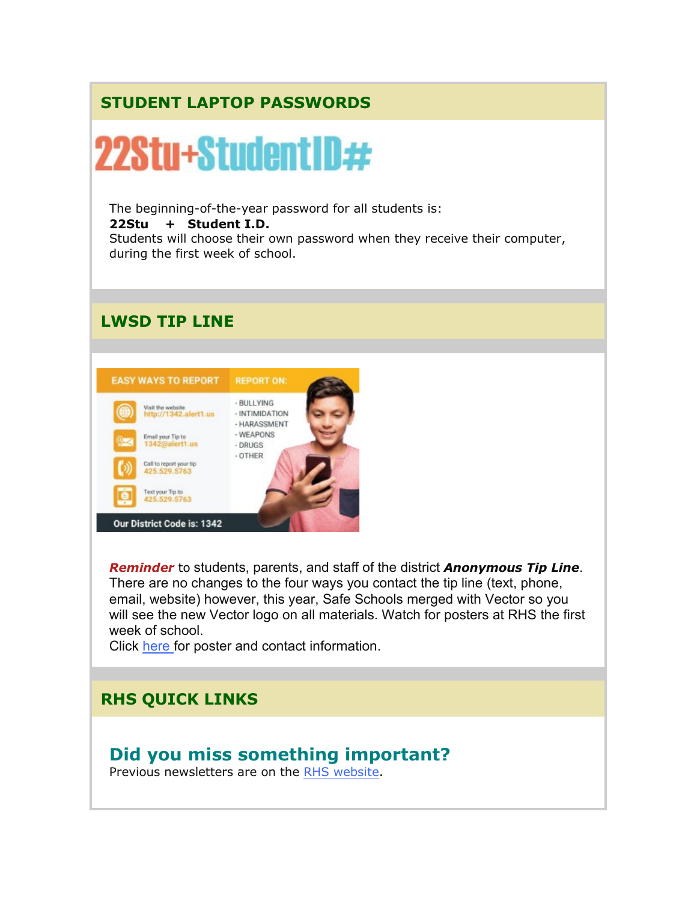## STUDENT LAPTOP PASSWORDS

22Stu+StudentID#

The beginning-of-the-year password for all students is:
**22Stu + Student I.D.**
Students will choose their own password when they receive their computer, during the first week of school.

## LWSD TIP LINE

EASY WAYS TO REPORT

- Visit the website http://1342.alert1.us
- Email your Tip to 1342@alert1.us
- Call to report your tip 425.529.5763
- Text your Tip to 425.529.5763

REPORT ON:

- BULLYING
- INTIMIDATION
- HARASSMENT
- WEAPONS
- DRUGS
- OTHER

Our District Code is: 1342

***Reminder*** to students, parents, and staff of the district ***Anonymous Tip Line***. There are no changes to the four ways you contact the tip line (text, phone, email, website) however, this year, Safe Schools merged with Vector so you will see the new Vector logo on all materials. Watch for posters at RHS the first week of school.
Click here for poster and contact information.

## RHS QUICK LINKS

### Did you miss something important?

Previous newsletters are on the RHS website.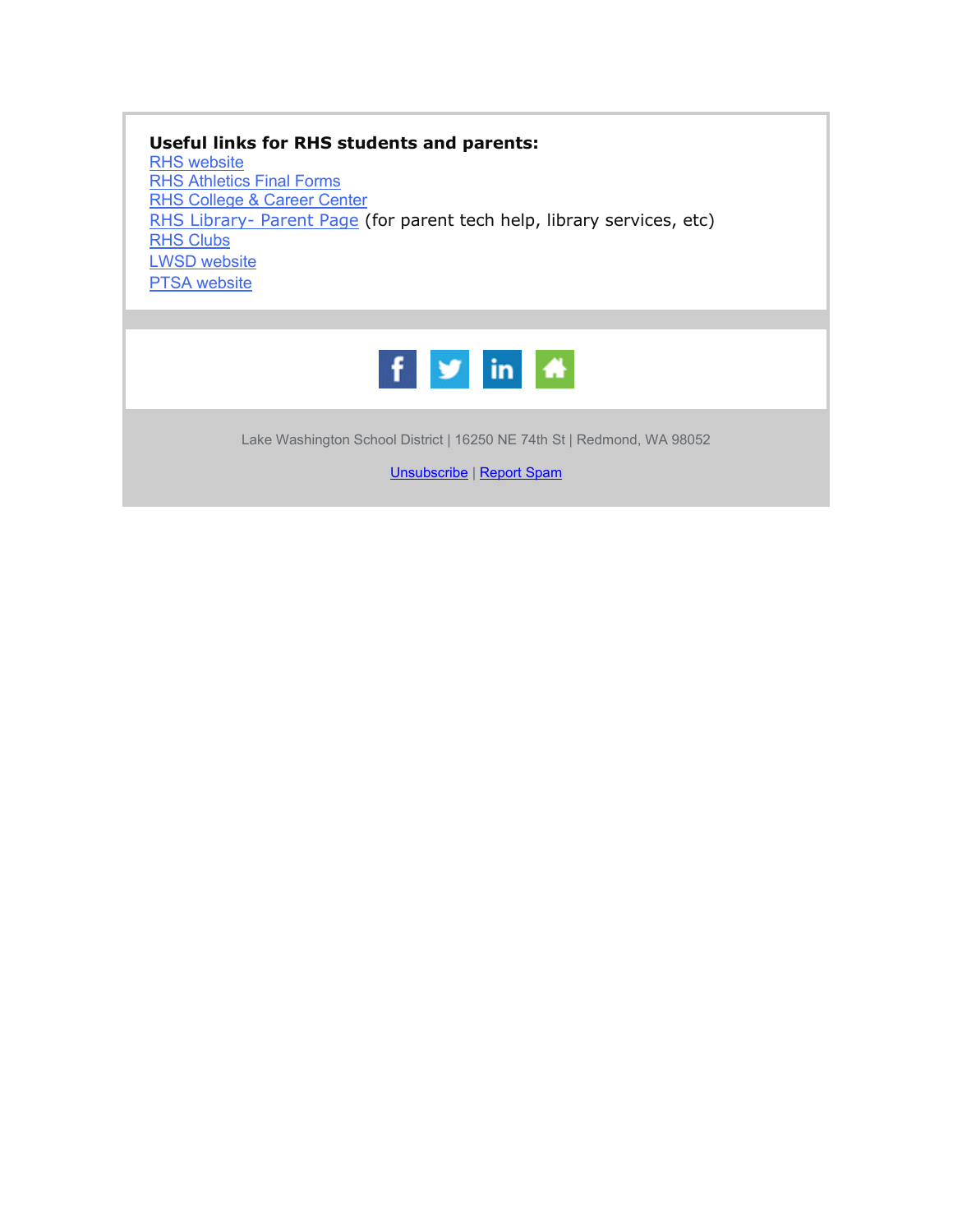**Useful links for RHS students and parents:**

RHS website
RHS Athletics Final Forms
RHS College & Career Center
RHS Library- Parent Page (for parent tech help, library services, etc)
RHS Clubs
LWSD website
PTSA website

Lake Washington School District | 16250 NE 74th St | Redmond, WA 98052

Unsubscribe | Report Spam